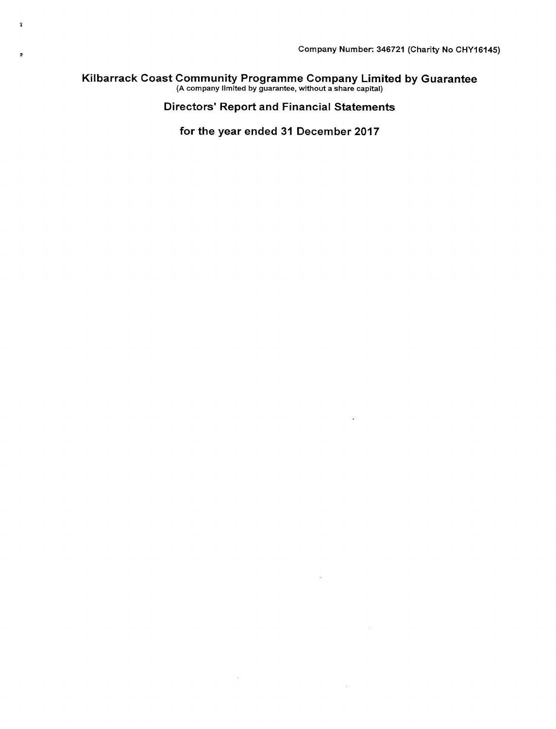Company Number: 346721 (Charity No CHY16145)

# Kilbarrack Coast Community Programme Company Limited by Guarantee

(A company limited by guarantee, without a share capital)

## Directors' Report and Financial Statements

## for the year ended 31 December 2017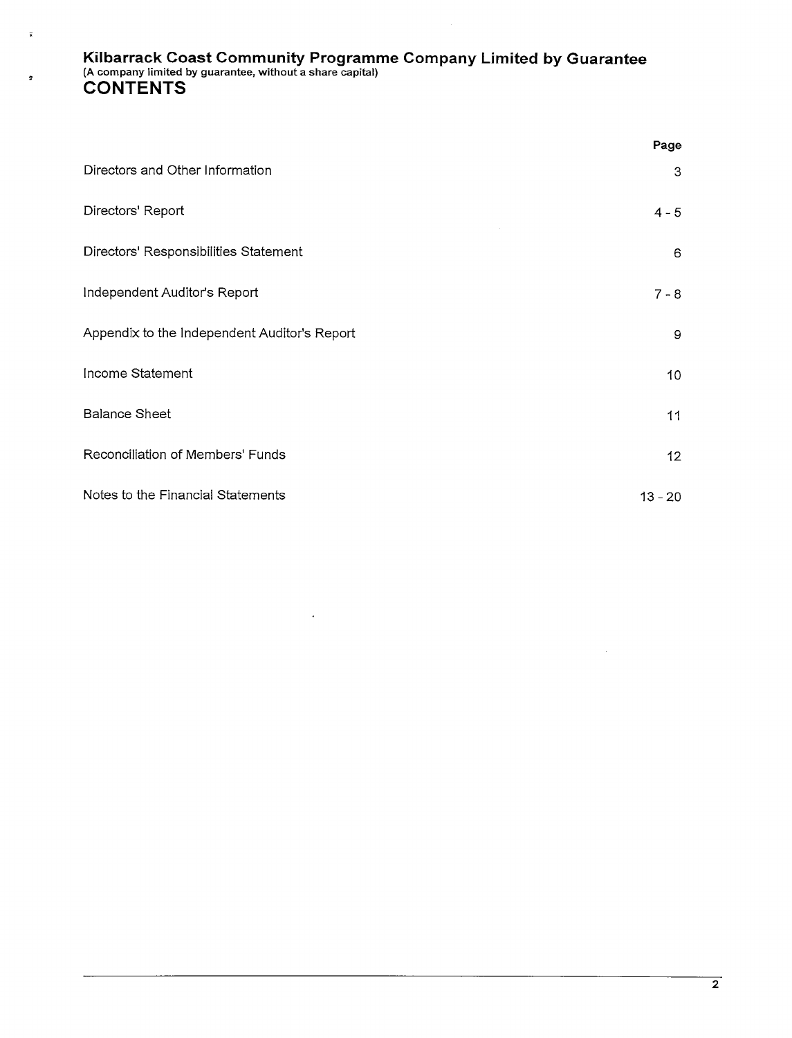# Kilbarrack Coast Community Programme Company Limited by Guarantee

(A company limited by guarantee, without a share capital)

## CONTENTS

| | Page |
|---|---|
| Directors and Other Information | 3 |
| Directors' Report | 4 - 5 |
| Directors' Responsibilities Statement | 6 |
| Independent Auditor's Report | 7 - 8 |
| Appendix to the Independent Auditor's Report | 9 |
| Income Statement | 10 |
| Balance Sheet | 11 |
| Reconciliation of Members' Funds | 12 |
| Notes to the Financial Statements | 13 - 20 |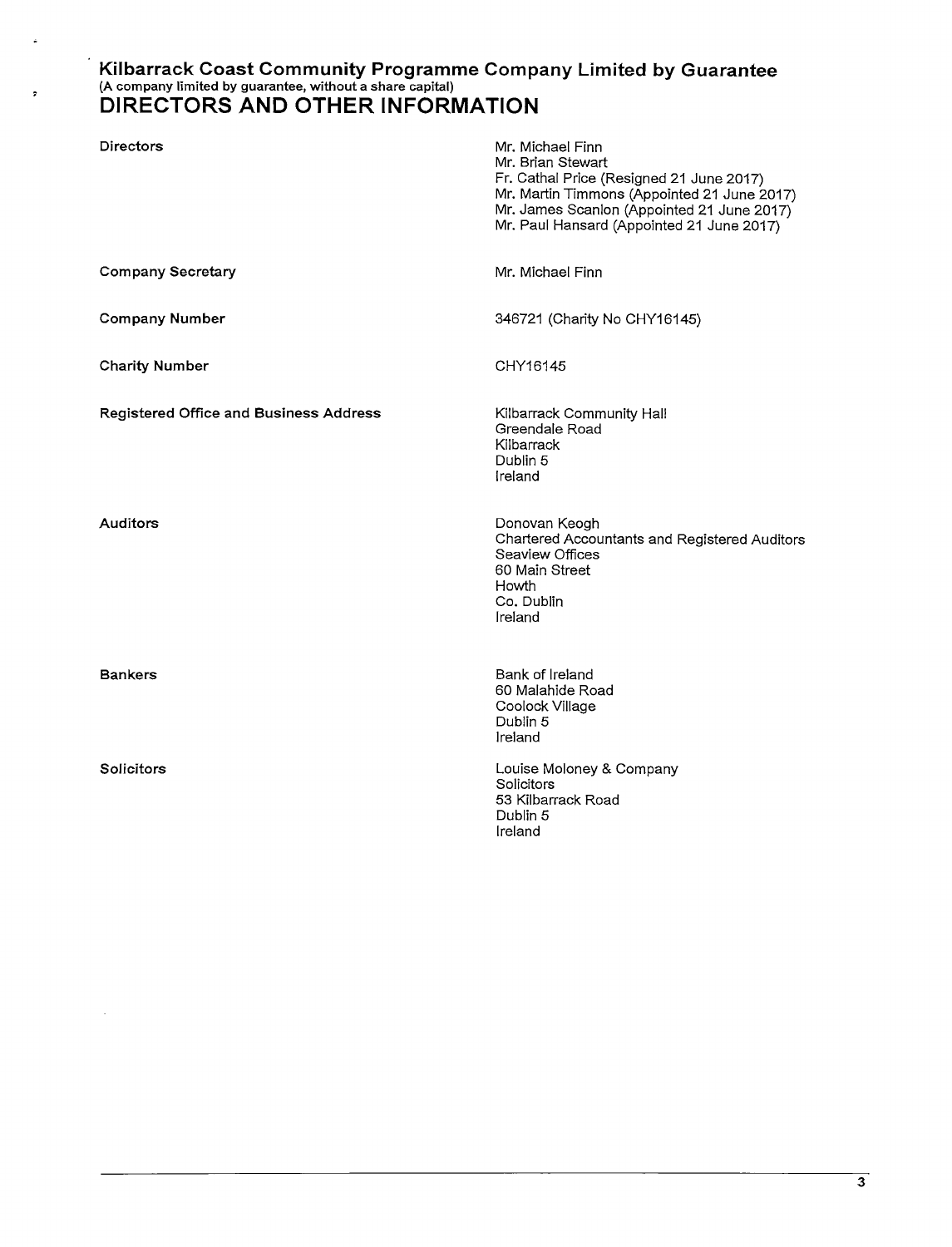**Kilbarrack Coast Community Programme Company Limited by Guarantee**
(A company limited by guarantee, without a share capital)

# DIRECTORS AND OTHER INFORMATION

| | |
|---|---|
| **Directors** | Mr. Michael Finn<br>Mr. Brian Stewart<br>Fr. Cathal Price (Resigned 21 June 2017)<br>Mr. Martin Timmons (Appointed 21 June 2017)<br>Mr. James Scanlon (Appointed 21 June 2017)<br>Mr. Paul Hansard (Appointed 21 June 2017) |
| **Company Secretary** | Mr. Michael Finn |
| **Company Number** | 346721 (Charity No CHY16145) |
| **Charity Number** | CHY16145 |
| **Registered Office and Business Address** | Kilbarrack Community Hall<br>Greendale Road<br>Kilbarrack<br>Dublin 5<br>Ireland |
| **Auditors** | Donovan Keogh<br>Chartered Accountants and Registered Auditors<br>Seaview Offices<br>60 Main Street<br>Howth<br>Co. Dublin<br>Ireland |
| **Bankers** | Bank of Ireland<br>60 Malahide Road<br>Coolock Village<br>Dublin 5<br>Ireland |
| **Solicitors** | Louise Moloney & Company<br>Solicitors<br>53 Kilbarrack Road<br>Dublin 5<br>Ireland |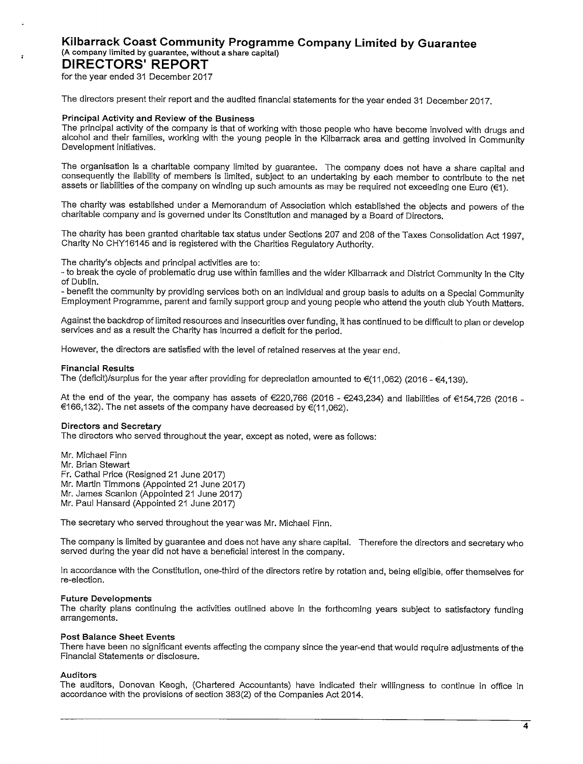# Kilbarrack Coast Community Programme Company Limited by Guarantee

(A company limited by guarantee, without a share capital)

# DIRECTORS' REPORT

for the year ended 31 December 2017

The directors present their report and the audited financial statements for the year ended 31 December 2017.

### Principal Activity and Review of the Business

The principal activity of the company is that of working with those people who have become involved with drugs and alcohol and their families, working with the young people in the Kilbarrack area and getting involved in Community Development initiatives.

The organisation is a charitable company limited by guarantee. The company does not have a share capital and consequently the liability of members is limited, subject to an undertaking by each member to contribute to the net assets or liabilities of the company on winding up such amounts as may be required not exceeding one Euro (€1).

The charity was established under a Memorandum of Association which established the objects and powers of the charitable company and is governed under its Constitution and managed by a Board of Directors.

The charity has been granted charitable tax status under Sections 207 and 208 of the Taxes Consolidation Act 1997, Charity No CHY16145 and is registered with the Charities Regulatory Authority.

The charity's objects and principal activities are to:

- to break the cycle of problematic drug use within families and the wider Kilbarrack and District Community in the City of Dublin.
- benefit the community by providing services both on an individual and group basis to adults on a Special Community Employment Programme, parent and family support group and young people who attend the youth club Youth Matters.

Against the backdrop of limited resources and insecurities over funding, it has continued to be difficult to plan or develop services and as a result the Charity has incurred a deficit for the period.

However, the directors are satisfied with the level of retained reserves at the year end.

### Financial Results

The (deficit)/surplus for the year after providing for depreciation amounted to €(11,062) (2016 - €4,139).

At the end of the year, the company has assets of €220,766 (2016 - €243,234) and liabilities of €154,726 (2016 - €166,132). The net assets of the company have decreased by €(11,062).

### Directors and Secretary

The directors who served throughout the year, except as noted, were as follows:

Mr. Michael Finn
Mr. Brian Stewart
Fr. Cathal Price (Resigned 21 June 2017)
Mr. Martin Timmons (Appointed 21 June 2017)
Mr. James Scanlon (Appointed 21 June 2017)
Mr. Paul Hansard (Appointed 21 June 2017)

The secretary who served throughout the year was Mr. Michael Finn.

The company is limited by guarantee and does not have any share capital. Therefore the directors and secretary who served during the year did not have a beneficial interest in the company.

In accordance with the Constitution, one-third of the directors retire by rotation and, being eligible, offer themselves for re-election.

### Future Developments

The charity plans continuing the activities outlined above in the forthcoming years subject to satisfactory funding arrangements.

### Post Balance Sheet Events

There have been no significant events affecting the company since the year-end that would require adjustments of the Financial Statements or disclosure.

### Auditors

The auditors, Donovan Keogh, (Chartered Accountants) have indicated their willingness to continue in office in accordance with the provisions of section 383(2) of the Companies Act 2014.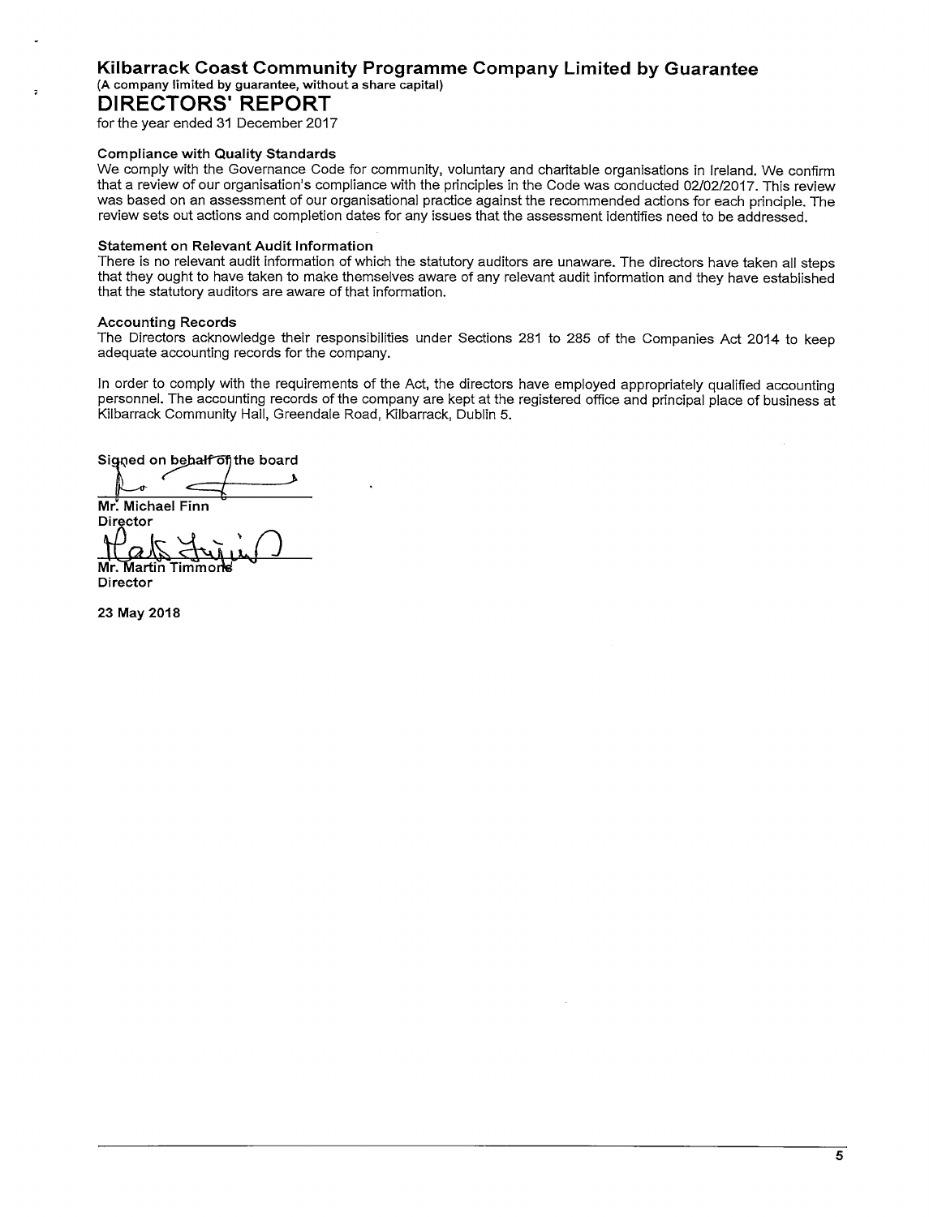# Kilbarrack Coast Community Programme Company Limited by Guarantee

(A company limited by guarantee, without a share capital)

## DIRECTORS' REPORT

for the year ended 31 December 2017

### Compliance with Quality Standards

We comply with the Governance Code for community, voluntary and charitable organisations in Ireland. We confirm that a review of our organisation's compliance with the principles in the Code was conducted 02/02/2017. This review was based on an assessment of our organisational practice against the recommended actions for each principle. The review sets out actions and completion dates for any issues that the assessment identifies need to be addressed.

### Statement on Relevant Audit Information

There is no relevant audit information of which the statutory auditors are unaware. The directors have taken all steps that they ought to have taken to make themselves aware of any relevant audit information and they have established that the statutory auditors are aware of that information.

### Accounting Records

The Directors acknowledge their responsibilities under Sections 281 to 285 of the Companies Act 2014 to keep adequate accounting records for the company.

In order to comply with the requirements of the Act, the directors have employed appropriately qualified accounting personnel. The accounting records of the company are kept at the registered office and principal place of business at Kilbarrack Community Hall, Greendale Road, Kilbarrack, Dublin 5.

Signed on behalf of the board

**Mr. Michael Finn**
**Director**

**Mr. Martin Timmons**
**Director**

**23 May 2018**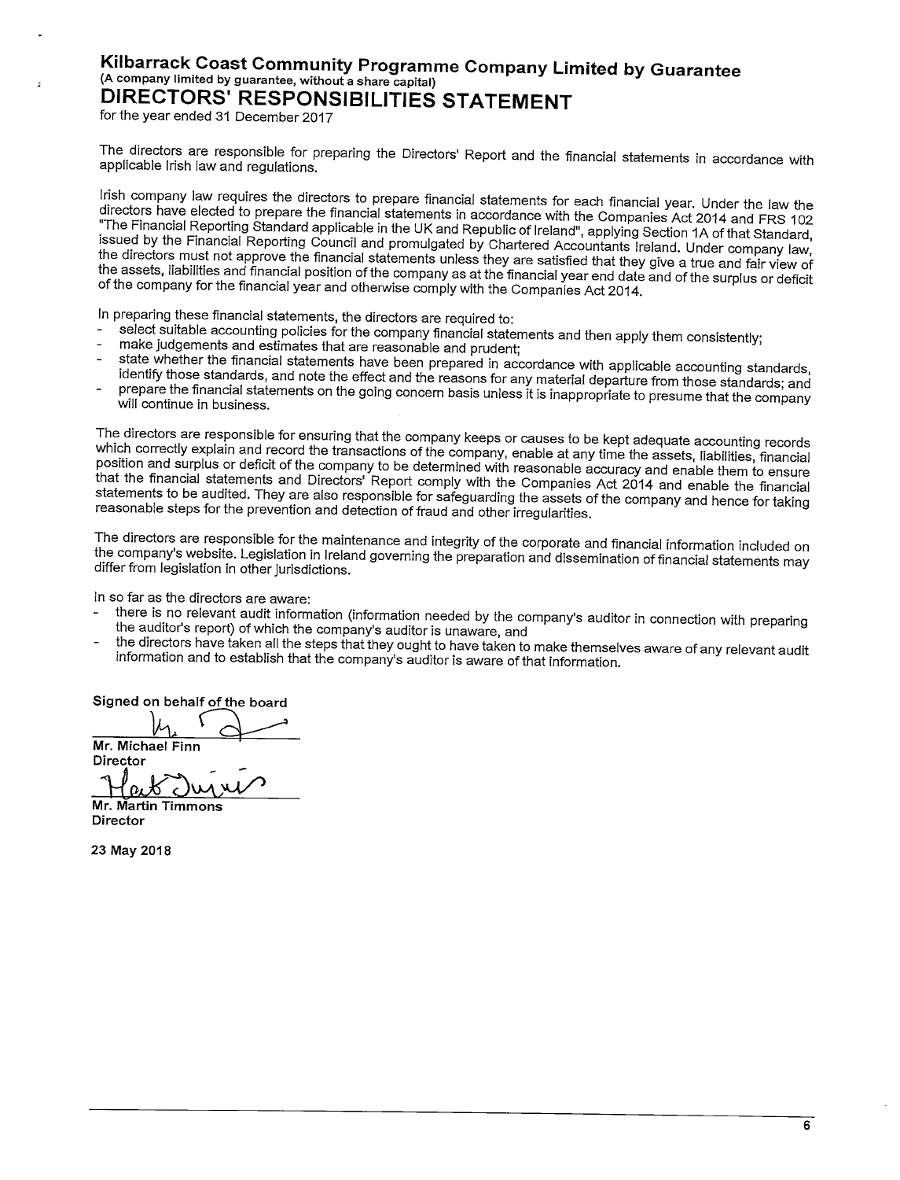# Kilbarrack Coast Community Programme Company Limited by Guarantee

(A company limited by guarantee, without a share capital)

## DIRECTORS' RESPONSIBILITIES STATEMENT

for the year ended 31 December 2017

The directors are responsible for preparing the Directors' Report and the financial statements in accordance with applicable Irish law and regulations.

Irish company law requires the directors to prepare financial statements for each financial year. Under the law the directors have elected to prepare the financial statements in accordance with the Companies Act 2014 and FRS 102 "The Financial Reporting Standard applicable in the UK and Republic of Ireland", applying Section 1A of that Standard, issued by the Financial Reporting Council and promulgated by Chartered Accountants Ireland. Under company law, the directors must not approve the financial statements unless they are satisfied that they give a true and fair view of the assets, liabilities and financial position of the company as at the financial year end date and of the surplus or deficit of the company for the financial year and otherwise comply with the Companies Act 2014.

In preparing these financial statements, the directors are required to:

- select suitable accounting policies for the company financial statements and then apply them consistently;
- make judgements and estimates that are reasonable and prudent;
- state whether the financial statements have been prepared in accordance with applicable accounting standards, identify those standards, and note the effect and the reasons for any material departure from those standards; and
- prepare the financial statements on the going concern basis unless it is inappropriate to presume that the company will continue in business.

The directors are responsible for ensuring that the company keeps or causes to be kept adequate accounting records which correctly explain and record the transactions of the company, enable at any time the assets, liabilities, financial position and surplus or deficit of the company to be determined with reasonable accuracy and enable them to ensure that the financial statements and Directors' Report comply with the Companies Act 2014 and enable the financial statements to be audited. They are also responsible for safeguarding the assets of the company and hence for taking reasonable steps for the prevention and detection of fraud and other irregularities.

The directors are responsible for the maintenance and integrity of the corporate and financial information included on the company's website. Legislation in Ireland governing the preparation and dissemination of financial statements may differ from legislation in other jurisdictions.

In so far as the directors are aware:

- there is no relevant audit information (information needed by the company's auditor in connection with preparing the auditor's report) of which the company's auditor is unaware, and
- the directors have taken all the steps that they ought to have taken to make themselves aware of any relevant audit information and to establish that the company's auditor is aware of that information.

**Signed on behalf of the board**

**Mr. Michael Finn**
**Director**

**Mr. Martin Timmons**
**Director**

**23 May 2018**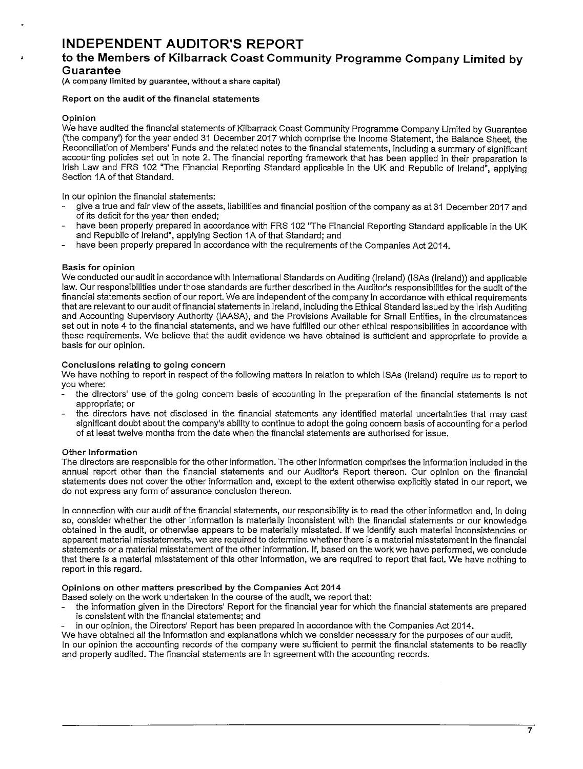# INDEPENDENT AUDITOR'S REPORT

## to the Members of Kilbarrack Coast Community Programme Company Limited by Guarantee

**(A company limited by guarantee, without a share capital)**

### Report on the audit of the financial statements

#### Opinion

We have audited the financial statements of Kilbarrack Coast Community Programme Company Limited by Guarantee ('the company') for the year ended 31 December 2017 which comprise the Income Statement, the Balance Sheet, the Reconciliation of Members' Funds and the related notes to the financial statements, including a summary of significant accounting policies set out in note 2. The financial reporting framework that has been applied in their preparation is Irish Law and FRS 102 "The Financial Reporting Standard applicable in the UK and Republic of Ireland", applying Section 1A of that Standard.

In our opinion the financial statements:

- give a true and fair view of the assets, liabilities and financial position of the company as at 31 December 2017 and of its deficit for the year then ended;
- have been properly prepared in accordance with FRS 102 "The Financial Reporting Standard applicable in the UK and Republic of Ireland", applying Section 1A of that Standard; and
- have been properly prepared in accordance with the requirements of the Companies Act 2014.

#### Basis for opinion

We conducted our audit in accordance with International Standards on Auditing (Ireland) (ISAs (Ireland)) and applicable law. Our responsibilities under those standards are further described in the Auditor's responsibilities for the audit of the financial statements section of our report. We are independent of the company in accordance with ethical requirements that are relevant to our audit of financial statements in Ireland, including the Ethical Standard issued by the Irish Auditing and Accounting Supervisory Authority (IAASA), and the Provisions Available for Small Entities, in the circumstances set out in note 4 to the financial statements, and we have fulfilled our other ethical responsibilities in accordance with these requirements. We believe that the audit evidence we have obtained is sufficient and appropriate to provide a basis for our opinion.

#### Conclusions relating to going concern

We have nothing to report in respect of the following matters in relation to which ISAs (Ireland) require us to report to you where:

- the directors' use of the going concern basis of accounting in the preparation of the financial statements is not appropriate; or
- the directors have not disclosed in the financial statements any identified material uncertainties that may cast significant doubt about the company's ability to continue to adopt the going concern basis of accounting for a period of at least twelve months from the date when the financial statements are authorised for issue.

#### Other Information

The directors are responsible for the other information. The other information comprises the information included in the annual report other than the financial statements and our Auditor's Report thereon. Our opinion on the financial statements does not cover the other information and, except to the extent otherwise explicitly stated in our report, we do not express any form of assurance conclusion thereon.

In connection with our audit of the financial statements, our responsibility is to read the other information and, in doing so, consider whether the other information is materially inconsistent with the financial statements or our knowledge obtained in the audit, or otherwise appears to be materially misstated. If we identify such material inconsistencies or apparent material misstatements, we are required to determine whether there is a material misstatement in the financial statements or a material misstatement of the other information. If, based on the work we have performed, we conclude that there is a material misstatement of this other information, we are required to report that fact. We have nothing to report in this regard.

#### Opinions on other matters prescribed by the Companies Act 2014

Based solely on the work undertaken in the course of the audit, we report that:

- the information given in the Directors' Report for the financial year for which the financial statements are prepared is consistent with the financial statements; and
- in our opinion, the Directors' Report has been prepared in accordance with the Companies Act 2014.

We have obtained all the information and explanations which we consider necessary for the purposes of our audit.
In our opinion the accounting records of the company were sufficient to permit the financial statements to be readily and properly audited. The financial statements are in agreement with the accounting records.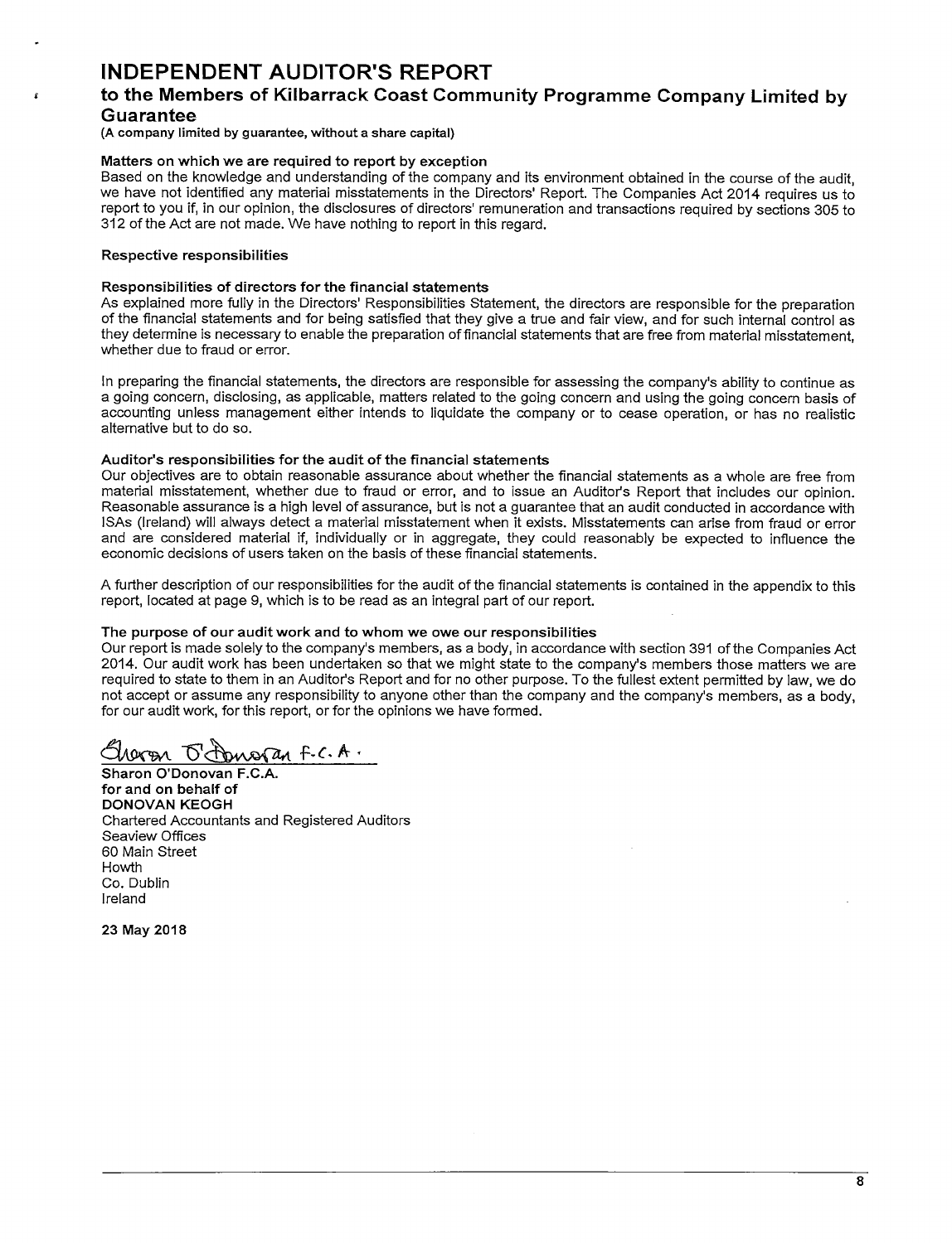# INDEPENDENT AUDITOR'S REPORT

## to the Members of Kilbarrack Coast Community Programme Company Limited by Guarantee

**(A company limited by guarantee, without a share capital)**

**Matters on which we are required to report by exception**

Based on the knowledge and understanding of the company and its environment obtained in the course of the audit, we have not identified any material misstatements in the Directors' Report. The Companies Act 2014 requires us to report to you if, in our opinion, the disclosures of directors' remuneration and transactions required by sections 305 to 312 of the Act are not made. We have nothing to report in this regard.

**Respective responsibilities**

**Responsibilities of directors for the financial statements**

As explained more fully in the Directors' Responsibilities Statement, the directors are responsible for the preparation of the financial statements and for being satisfied that they give a true and fair view, and for such internal control as they determine is necessary to enable the preparation of financial statements that are free from material misstatement, whether due to fraud or error.

In preparing the financial statements, the directors are responsible for assessing the company's ability to continue as a going concern, disclosing, as applicable, matters related to the going concern and using the going concern basis of accounting unless management either intends to liquidate the company or to cease operation, or has no realistic alternative but to do so.

**Auditor's responsibilities for the audit of the financial statements**

Our objectives are to obtain reasonable assurance about whether the financial statements as a whole are free from material misstatement, whether due to fraud or error, and to issue an Auditor's Report that includes our opinion. Reasonable assurance is a high level of assurance, but is not a guarantee that an audit conducted in accordance with ISAs (Ireland) will always detect a material misstatement when it exists. Misstatements can arise from fraud or error and are considered material if, individually or in aggregate, they could reasonably be expected to influence the economic decisions of users taken on the basis of these financial statements.

A further description of our responsibilities for the audit of the financial statements is contained in the appendix to this report, located at page 9, which is to be read as an integral part of our report.

**The purpose of our audit work and to whom we owe our responsibilities**

Our report is made solely to the company's members, as a body, in accordance with section 391 of the Companies Act 2014. Our audit work has been undertaken so that we might state to the company's members those matters we are required to state to them in an Auditor's Report and for no other purpose. To the fullest extent permitted by law, we do not accept or assume any responsibility to anyone other than the company and the company's members, as a body, for our audit work, for this report, or for the opinions we have formed.

Sharon O'Donovan F.C.A.

**Sharon O'Donovan F.C.A.**
**for and on behalf of**
**DONOVAN KEOGH**
Chartered Accountants and Registered Auditors
Seaview Offices
60 Main Street
Howth
Co. Dublin
Ireland

**23 May 2018**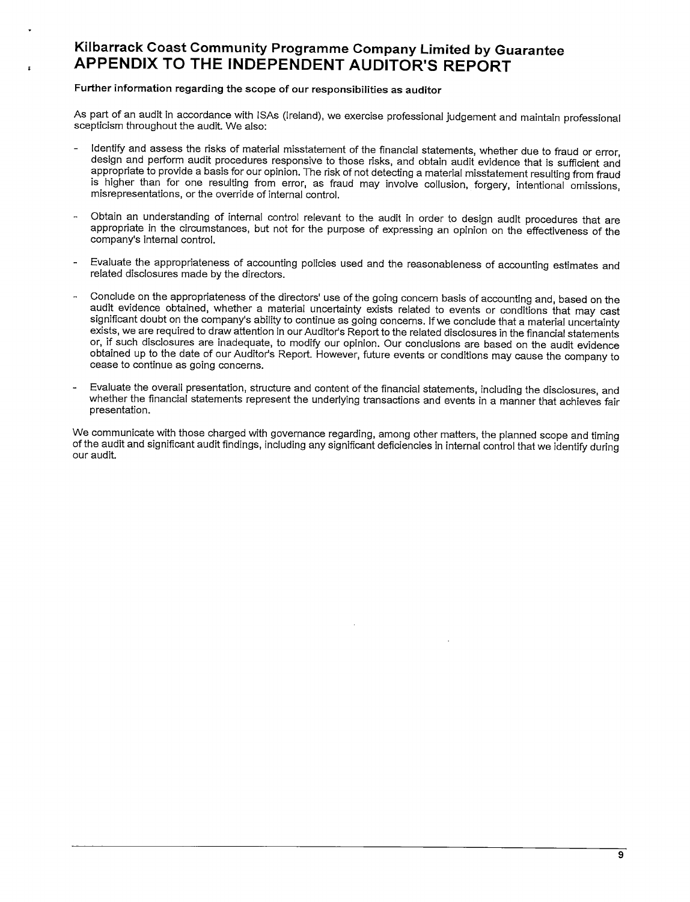# Kilbarrack Coast Community Programme Company Limited by Guarantee
# APPENDIX TO THE INDEPENDENT AUDITOR'S REPORT

**Further information regarding the scope of our responsibilities as auditor**

As part of an audit in accordance with ISAs (Ireland), we exercise professional judgement and maintain professional scepticism throughout the audit. We also:

- Identify and assess the risks of material misstatement of the financial statements, whether due to fraud or error, design and perform audit procedures responsive to those risks, and obtain audit evidence that is sufficient and appropriate to provide a basis for our opinion. The risk of not detecting a material misstatement resulting from fraud is higher than for one resulting from error, as fraud may involve collusion, forgery, intentional omissions, misrepresentations, or the override of internal control.

- Obtain an understanding of internal control relevant to the audit in order to design audit procedures that are appropriate in the circumstances, but not for the purpose of expressing an opinion on the effectiveness of the company's internal control.

- Evaluate the appropriateness of accounting policies used and the reasonableness of accounting estimates and related disclosures made by the directors.

- Conclude on the appropriateness of the directors' use of the going concern basis of accounting and, based on the audit evidence obtained, whether a material uncertainty exists related to events or conditions that may cast significant doubt on the company's ability to continue as going concerns. If we conclude that a material uncertainty exists, we are required to draw attention in our Auditor's Report to the related disclosures in the financial statements or, if such disclosures are inadequate, to modify our opinion. Our conclusions are based on the audit evidence obtained up to the date of our Auditor's Report. However, future events or conditions may cause the company to cease to continue as going concerns.

- Evaluate the overall presentation, structure and content of the financial statements, including the disclosures, and whether the financial statements represent the underlying transactions and events in a manner that achieves fair presentation.

We communicate with those charged with governance regarding, among other matters, the planned scope and timing of the audit and significant audit findings, including any significant deficiencies in internal control that we identify during our audit.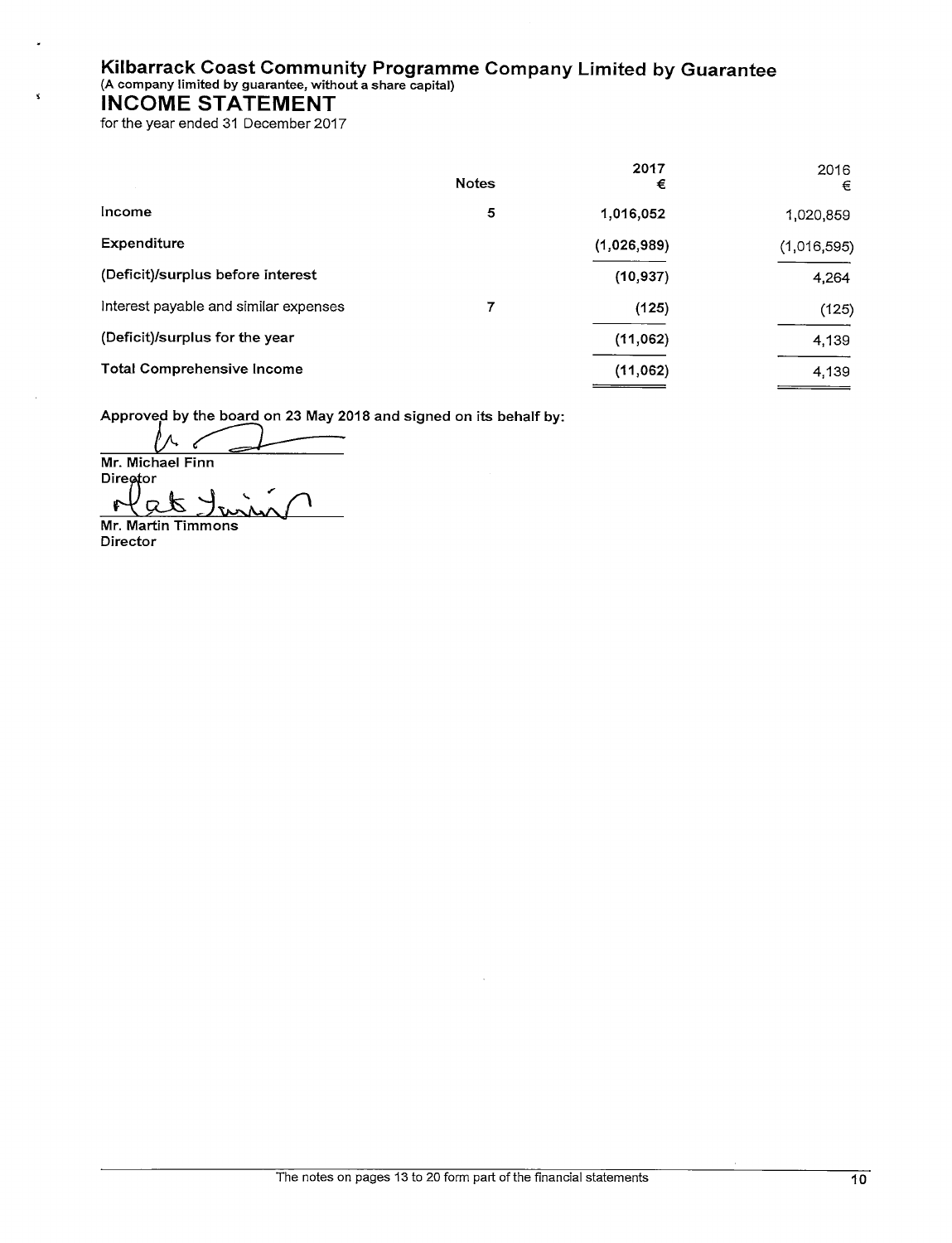# Kilbarrack Coast Community Programme Company Limited by Guarantee

(A company limited by guarantee, without a share capital)

## INCOME STATEMENT

for the year ended 31 December 2017

| | Notes | 2017 € | 2016 € |
|---|---|---|---|
| Income | 5 | 1,016,052 | 1,020,859 |
| Expenditure | | (1,026,989) | (1,016,595) |
| (Deficit)/surplus before interest | | (10,937) | 4,264 |
| Interest payable and similar expenses | 7 | (125) | (125) |
| (Deficit)/surplus for the year | | (11,062) | 4,139 |
| Total Comprehensive Income | | (11,062) | 4,139 |

**Approved by the board on 23 May 2018 and signed on its behalf by:**

Mr. Michael Finn
Director

Mr. Martin Timmons
Director

The notes on pages 13 to 20 form part of the financial statements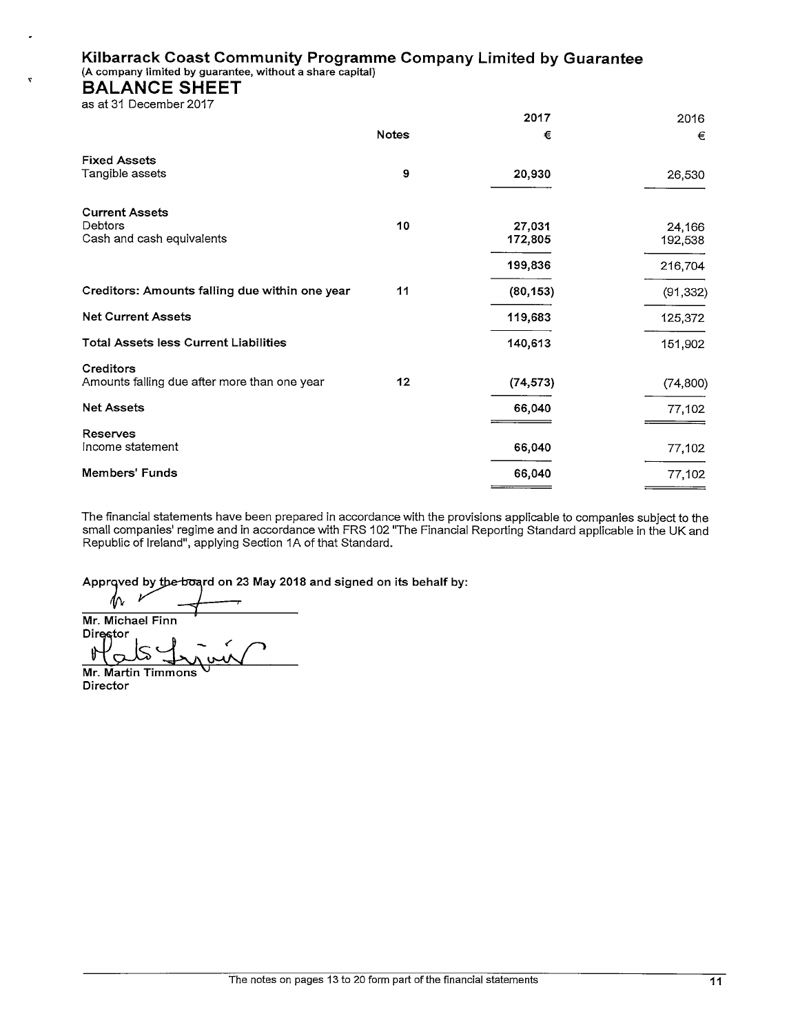# Kilbarrack Coast Community Programme Company Limited by Guarantee

(A company limited by guarantee, without a share capital)

## BALANCE SHEET

as at 31 December 2017

| | Notes | 2017 € | 2016 € |
|---|---|---|---|
| **Fixed Assets** | | | |
| Tangible assets | 9 | 20,930 | 26,530 |
| **Current Assets** | | | |
| Debtors | 10 | 27,031 | 24,166 |
| Cash and cash equivalents | | 172,805 | 192,538 |
| | | 199,836 | 216,704 |
| **Creditors: Amounts falling due within one year** | 11 | (80,153) | (91,332) |
| **Net Current Assets** | | 119,683 | 125,372 |
| **Total Assets less Current Liabilities** | | 140,613 | 151,902 |
| **Creditors** | | | |
| Amounts falling due after more than one year | 12 | (74,573) | (74,800) |
| **Net Assets** | | 66,040 | 77,102 |
| **Reserves** | | | |
| Income statement | | 66,040 | 77,102 |
| **Members' Funds** | | 66,040 | 77,102 |

The financial statements have been prepared in accordance with the provisions applicable to companies subject to the small companies' regime and in accordance with FRS 102 "The Financial Reporting Standard applicable in the UK and Republic of Ireland", applying Section 1A of that Standard.

**Approved by the board on 23 May 2018 and signed on its behalf by:**

**Mr. Michael Finn**
**Director**

**Mr. Martin Timmons**
**Director**

The notes on pages 13 to 20 form part of the financial statements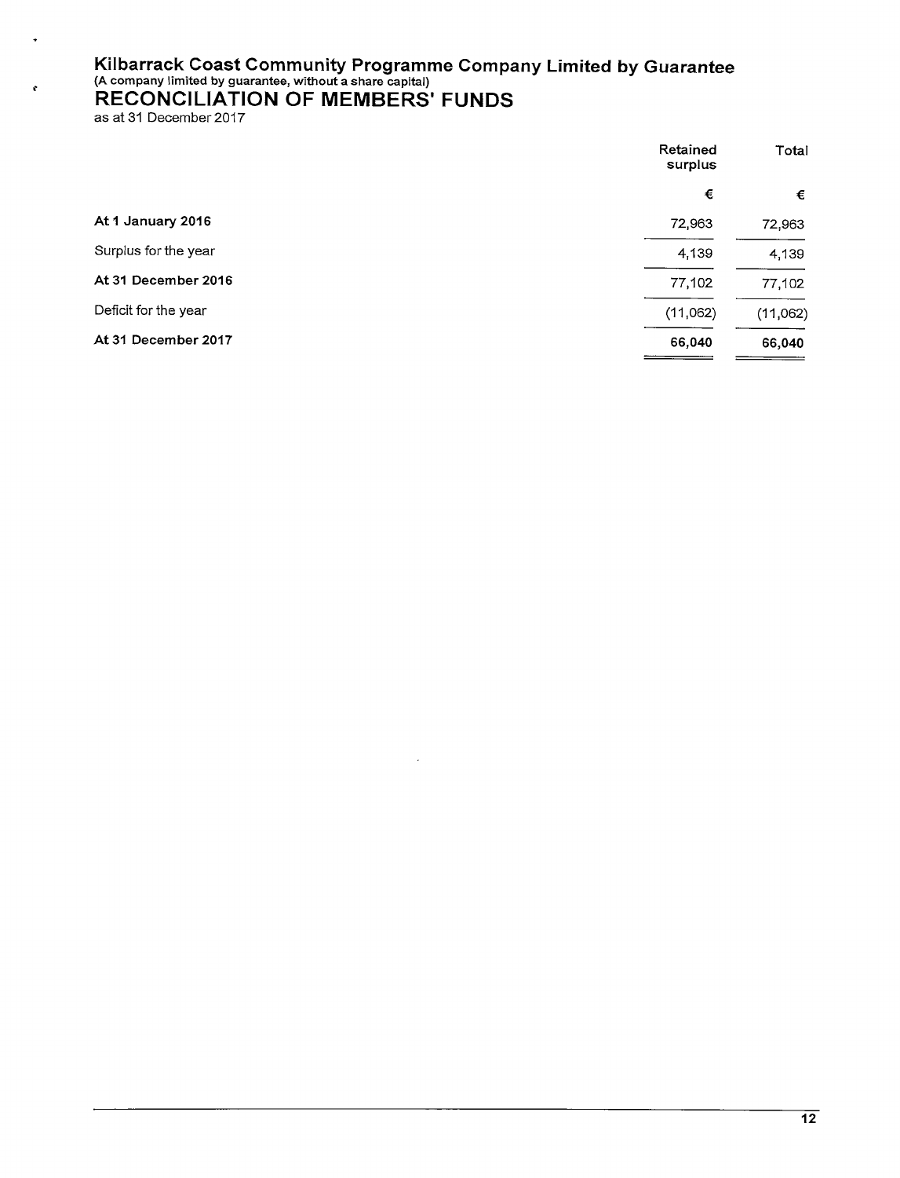# Kilbarrack Coast Community Programme Company Limited by Guarantee

(A company limited by guarantee, without a share capital)

## RECONCILIATION OF MEMBERS' FUNDS

as at 31 December 2017

| | Retained surplus | Total |
|---|---|---|
| | € | € |
| **At 1 January 2016** | 72,963 | 72,963 |
| Surplus for the year | 4,139 | 4,139 |
| **At 31 December 2016** | 77,102 | 77,102 |
| Deficit for the year | (11,062) | (11,062) |
| **At 31 December 2017** | **66,040** | **66,040** |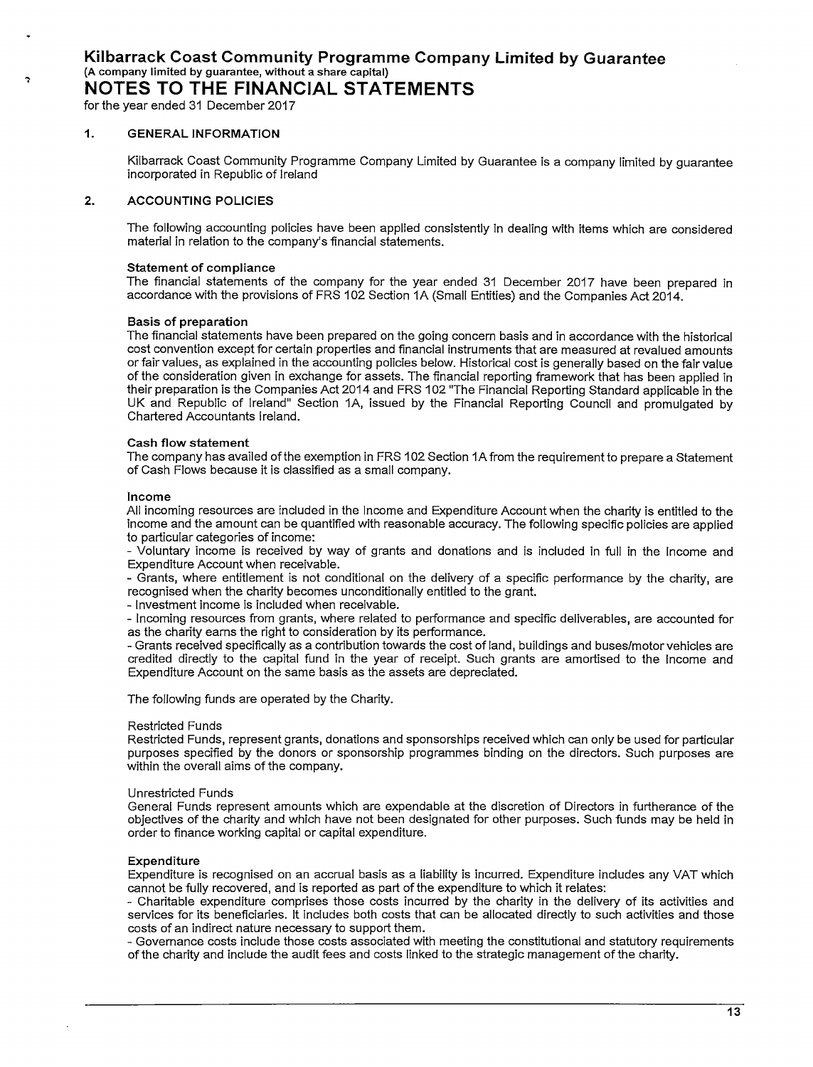# Kilbarrack Coast Community Programme Company Limited by Guarantee

(A company limited by guarantee, without a share capital)

# NOTES TO THE FINANCIAL STATEMENTS

for the year ended 31 December 2017

## 1. GENERAL INFORMATION

Kilbarrack Coast Community Programme Company Limited by Guarantee is a company limited by guarantee incorporated in Republic of Ireland

## 2. ACCOUNTING POLICIES

The following accounting policies have been applied consistently in dealing with items which are considered material in relation to the company's financial statements.

### Statement of compliance

The financial statements of the company for the year ended 31 December 2017 have been prepared in accordance with the provisions of FRS 102 Section 1A (Small Entities) and the Companies Act 2014.

### Basis of preparation

The financial statements have been prepared on the going concern basis and in accordance with the historical cost convention except for certain properties and financial instruments that are measured at revalued amounts or fair values, as explained in the accounting policies below. Historical cost is generally based on the fair value of the consideration given in exchange for assets. The financial reporting framework that has been applied in their preparation is the Companies Act 2014 and FRS 102 "The Financial Reporting Standard applicable in the UK and Republic of Ireland" Section 1A, issued by the Financial Reporting Council and promulgated by Chartered Accountants Ireland.

### Cash flow statement

The company has availed of the exemption in FRS 102 Section 1A from the requirement to prepare a Statement of Cash Flows because it is classified as a small company.

### Income

All incoming resources are included in the Income and Expenditure Account when the charity is entitled to the income and the amount can be quantified with reasonable accuracy. The following specific policies are applied to particular categories of income:

- Voluntary income is received by way of grants and donations and is included in full in the Income and Expenditure Account when receivable.
- Grants, where entitlement is not conditional on the delivery of a specific performance by the charity, are recognised when the charity becomes unconditionally entitled to the grant.
- Investment income is included when receivable.
- Incoming resources from grants, where related to performance and specific deliverables, are accounted for as the charity earns the right to consideration by its performance.
- Grants received specifically as a contribution towards the cost of land, buildings and buses/motor vehicles are credited directly to the capital fund in the year of receipt. Such grants are amortised to the Income and Expenditure Account on the same basis as the assets are depreciated.

The following funds are operated by the Charity.

Restricted Funds

Restricted Funds, represent grants, donations and sponsorships received which can only be used for particular purposes specified by the donors or sponsorship programmes binding on the directors. Such purposes are within the overall aims of the company.

Unrestricted Funds

General Funds represent amounts which are expendable at the discretion of Directors in furtherance of the objectives of the charity and which have not been designated for other purposes. Such funds may be held in order to finance working capital or capital expenditure.

### Expenditure

Expenditure is recognised on an accrual basis as a liability is incurred. Expenditure includes any VAT which cannot be fully recovered, and is reported as part of the expenditure to which it relates:

- Charitable expenditure comprises those costs incurred by the charity in the delivery of its activities and services for its beneficiaries. It includes both costs that can be allocated directly to such activities and those costs of an indirect nature necessary to support them.
- Governance costs include those costs associated with meeting the constitutional and statutory requirements of the charity and include the audit fees and costs linked to the strategic management of the charity.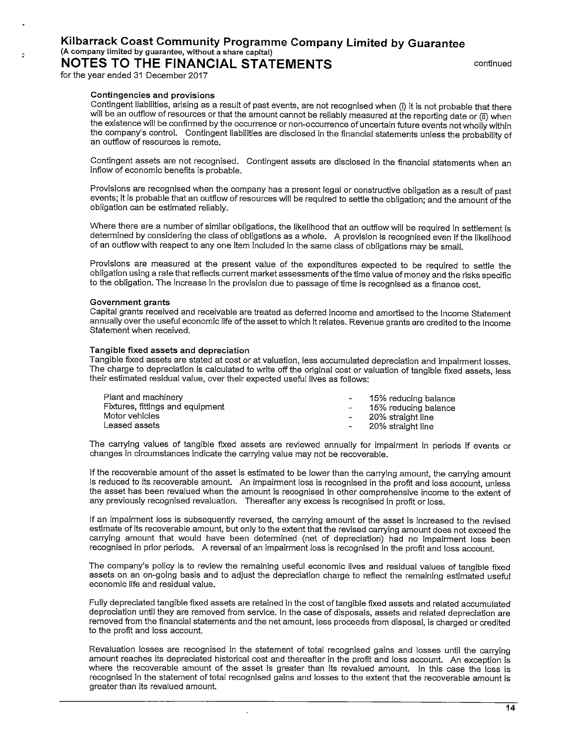# Kilbarrack Coast Community Programme Company Limited by Guarantee

(A company limited by guarantee, without a share capital)

## NOTES TO THE FINANCIAL STATEMENTS

continued

for the year ended 31 December 2017

### Contingencies and provisions

Contingent liabilities, arising as a result of past events, are not recognised when (i) it is not probable that there will be an outflow of resources or that the amount cannot be reliably measured at the reporting date or (ii) when the existence will be confirmed by the occurrence or non-occurrence of uncertain future events not wholly within the company's control. Contingent liabilities are disclosed in the financial statements unless the probability of an outflow of resources is remote.

Contingent assets are not recognised. Contingent assets are disclosed in the financial statements when an inflow of economic benefits is probable.

Provisions are recognised when the company has a present legal or constructive obligation as a result of past events; it is probable that an outflow of resources will be required to settle the obligation; and the amount of the obligation can be estimated reliably.

Where there are a number of similar obligations, the likelihood that an outflow will be required in settlement is determined by considering the class of obligations as a whole. A provision is recognised even if the likelihood of an outflow with respect to any one item included in the same class of obligations may be small.

Provisions are measured at the present value of the expenditures expected to be required to settle the obligation using a rate that reflects current market assessments of the time value of money and the risks specific to the obligation. The increase in the provision due to passage of time is recognised as a finance cost.

### Government grants

Capital grants received and receivable are treated as deferred income and amortised to the Income Statement annually over the useful economic life of the asset to which it relates. Revenue grants are credited to the Income Statement when received.

### Tangible fixed assets and depreciation

Tangible fixed assets are stated at cost or at valuation, less accumulated depreciation and impairment losses. The charge to depreciation is calculated to write off the original cost or valuation of tangible fixed assets, less their estimated residual value, over their expected useful lives as follows:

| | | |
|---|---|---|
| Plant and machinery | - | 15% reducing balance |
| Fixtures, fittings and equipment | - | 15% reducing balance |
| Motor vehicles | - | 20% straight line |
| Leased assets | - | 20% straight line |

The carrying values of tangible fixed assets are reviewed annually for impairment in periods if events or changes in circumstances indicate the carrying value may not be recoverable.

If the recoverable amount of the asset is estimated to be lower than the carrying amount, the carrying amount is reduced to its recoverable amount. An impairment loss is recognised in the profit and loss account, unless the asset has been revalued when the amount is recognised in other comprehensive income to the extent of any previously recognised revaluation. Thereafter any excess is recognised in profit or loss.

If an impairment loss is subsequently reversed, the carrying amount of the asset is increased to the revised estimate of its recoverable amount, but only to the extent that the revised carrying amount does not exceed the carrying amount that would have been determined (net of depreciation) had no impairment loss been recognised in prior periods. A reversal of an impairment loss is recognised in the profit and loss account.

The company's policy is to review the remaining useful economic lives and residual values of tangible fixed assets on an on-going basis and to adjust the depreciation charge to reflect the remaining estimated useful economic life and residual value.

Fully depreciated tangible fixed assets are retained in the cost of tangible fixed assets and related accumulated depreciation until they are removed from service. In the case of disposals, assets and related depreciation are removed from the financial statements and the net amount, less proceeds from disposal, is charged or credited to the profit and loss account.

Revaluation losses are recognised in the statement of total recognised gains and losses until the carrying amount reaches its depreciated historical cost and thereafter in the profit and loss account. An exception is where the recoverable amount of the asset is greater than its revalued amount. In this case the loss is recognised in the statement of total recognised gains and losses to the extent that the recoverable amount is greater than its revalued amount.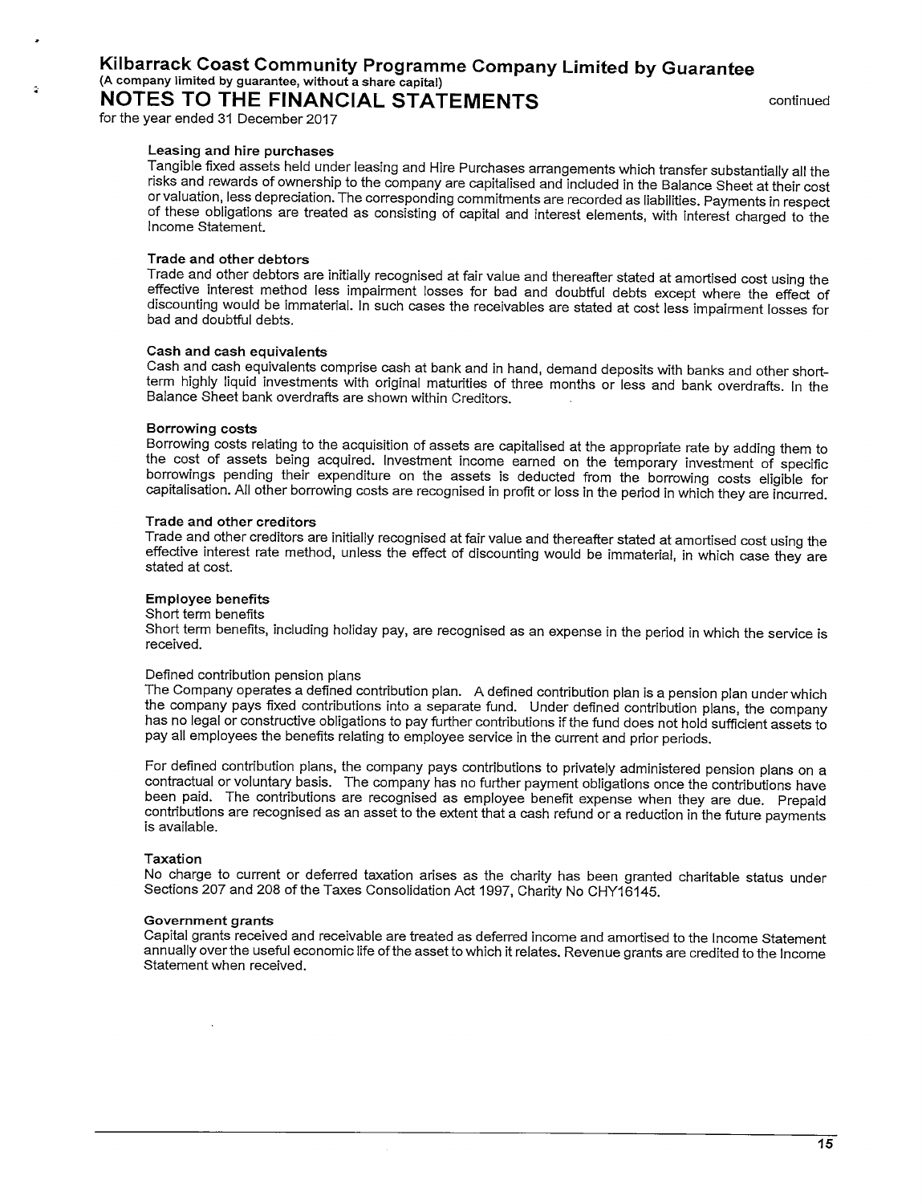# Kilbarrack Coast Community Programme Company Limited by Guarantee

(A company limited by guarantee, without a share capital)

## NOTES TO THE FINANCIAL STATEMENTS

continued

for the year ended 31 December 2017

**Leasing and hire purchases**

Tangible fixed assets held under leasing and Hire Purchases arrangements which transfer substantially all the risks and rewards of ownership to the company are capitalised and included in the Balance Sheet at their cost or valuation, less depreciation. The corresponding commitments are recorded as liabilities. Payments in respect of these obligations are treated as consisting of capital and interest elements, with interest charged to the Income Statement.

**Trade and other debtors**

Trade and other debtors are initially recognised at fair value and thereafter stated at amortised cost using the effective interest method less impairment losses for bad and doubtful debts except where the effect of discounting would be immaterial. In such cases the receivables are stated at cost less impairment losses for bad and doubtful debts.

**Cash and cash equivalents**

Cash and cash equivalents comprise cash at bank and in hand, demand deposits with banks and other short-term highly liquid investments with original maturities of three months or less and bank overdrafts. In the Balance Sheet bank overdrafts are shown within Creditors.

**Borrowing costs**

Borrowing costs relating to the acquisition of assets are capitalised at the appropriate rate by adding them to the cost of assets being acquired. Investment income earned on the temporary investment of specific borrowings pending their expenditure on the assets is deducted from the borrowing costs eligible for capitalisation. All other borrowing costs are recognised in profit or loss in the period in which they are incurred.

**Trade and other creditors**

Trade and other creditors are initially recognised at fair value and thereafter stated at amortised cost using the effective interest rate method, unless the effect of discounting would be immaterial, in which case they are stated at cost.

**Employee benefits**

Short term benefits

Short term benefits, including holiday pay, are recognised as an expense in the period in which the service is received.

Defined contribution pension plans

The Company operates a defined contribution plan. A defined contribution plan is a pension plan under which the company pays fixed contributions into a separate fund. Under defined contribution plans, the company has no legal or constructive obligations to pay further contributions if the fund does not hold sufficient assets to pay all employees the benefits relating to employee service in the current and prior periods.

For defined contribution plans, the company pays contributions to privately administered pension plans on a contractual or voluntary basis. The company has no further payment obligations once the contributions have been paid. The contributions are recognised as employee benefit expense when they are due. Prepaid contributions are recognised as an asset to the extent that a cash refund or a reduction in the future payments is available.

**Taxation**

No charge to current or deferred taxation arises as the charity has been granted charitable status under Sections 207 and 208 of the Taxes Consolidation Act 1997, Charity No CHY16145.

**Government grants**

Capital grants received and receivable are treated as deferred income and amortised to the Income Statement annually over the useful economic life of the asset to which it relates. Revenue grants are credited to the Income Statement when received.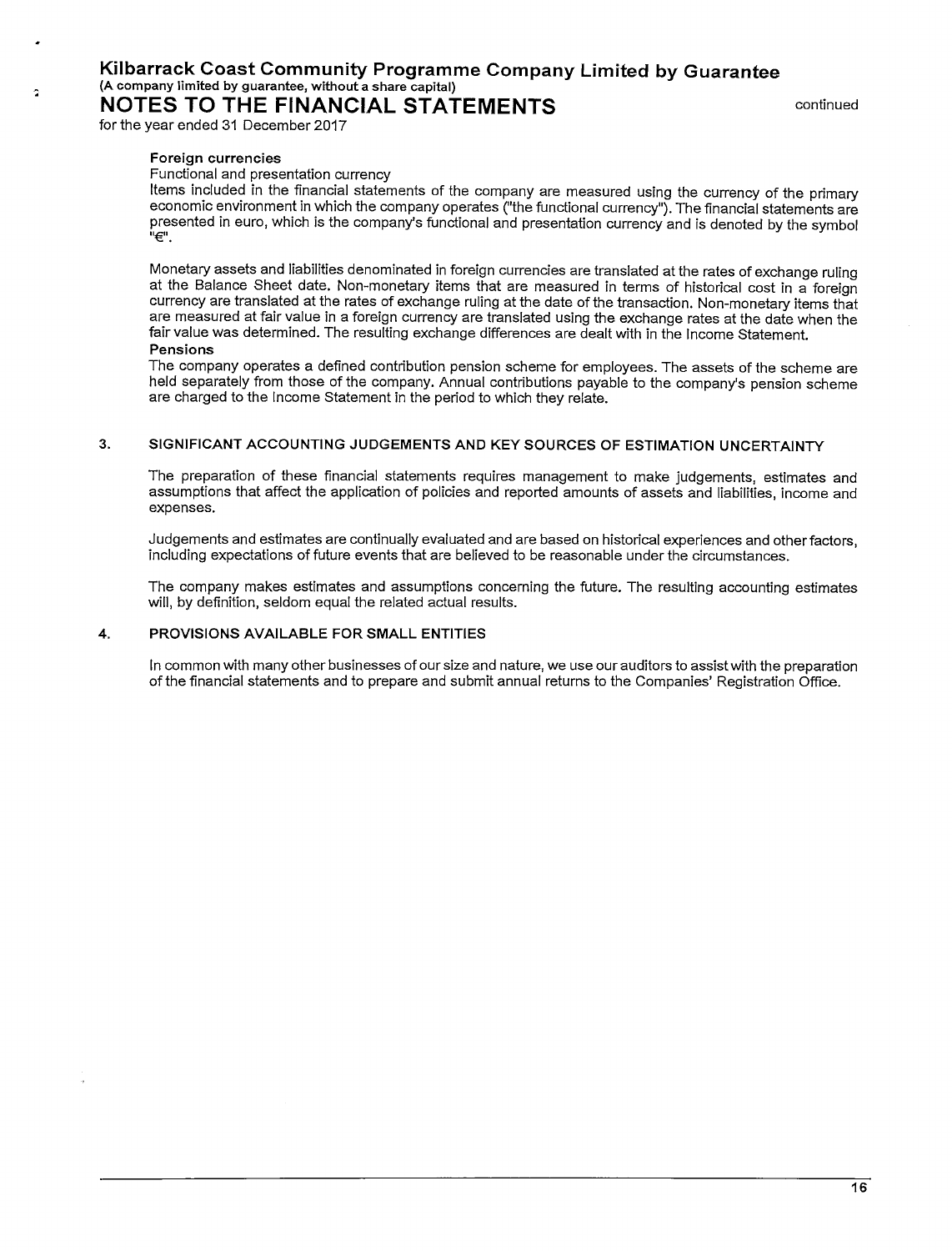**Foreign currencies**

Functional and presentation currency

Items included in the financial statements of the company are measured using the currency of the primary economic environment in which the company operates ("the functional currency"). The financial statements are presented in euro, which is the company's functional and presentation currency and is denoted by the symbol "€".

Monetary assets and liabilities denominated in foreign currencies are translated at the rates of exchange ruling at the Balance Sheet date. Non-monetary items that are measured in terms of historical cost in a foreign currency are translated at the rates of exchange ruling at the date of the transaction. Non-monetary items that are measured at fair value in a foreign currency are translated using the exchange rates at the date when the fair value was determined. The resulting exchange differences are dealt with in the Income Statement.

**Pensions**

The company operates a defined contribution pension scheme for employees. The assets of the scheme are held separately from those of the company. Annual contributions payable to the company's pension scheme are charged to the Income Statement in the period to which they relate.

## 3. SIGNIFICANT ACCOUNTING JUDGEMENTS AND KEY SOURCES OF ESTIMATION UNCERTAINTY

The preparation of these financial statements requires management to make judgements, estimates and assumptions that affect the application of policies and reported amounts of assets and liabilities, income and expenses.

Judgements and estimates are continually evaluated and are based on historical experiences and other factors, including expectations of future events that are believed to be reasonable under the circumstances.

The company makes estimates and assumptions concerning the future. The resulting accounting estimates will, by definition, seldom equal the related actual results.

## 4. PROVISIONS AVAILABLE FOR SMALL ENTITIES

In common with many other businesses of our size and nature, we use our auditors to assist with the preparation of the financial statements and to prepare and submit annual returns to the Companies' Registration Office.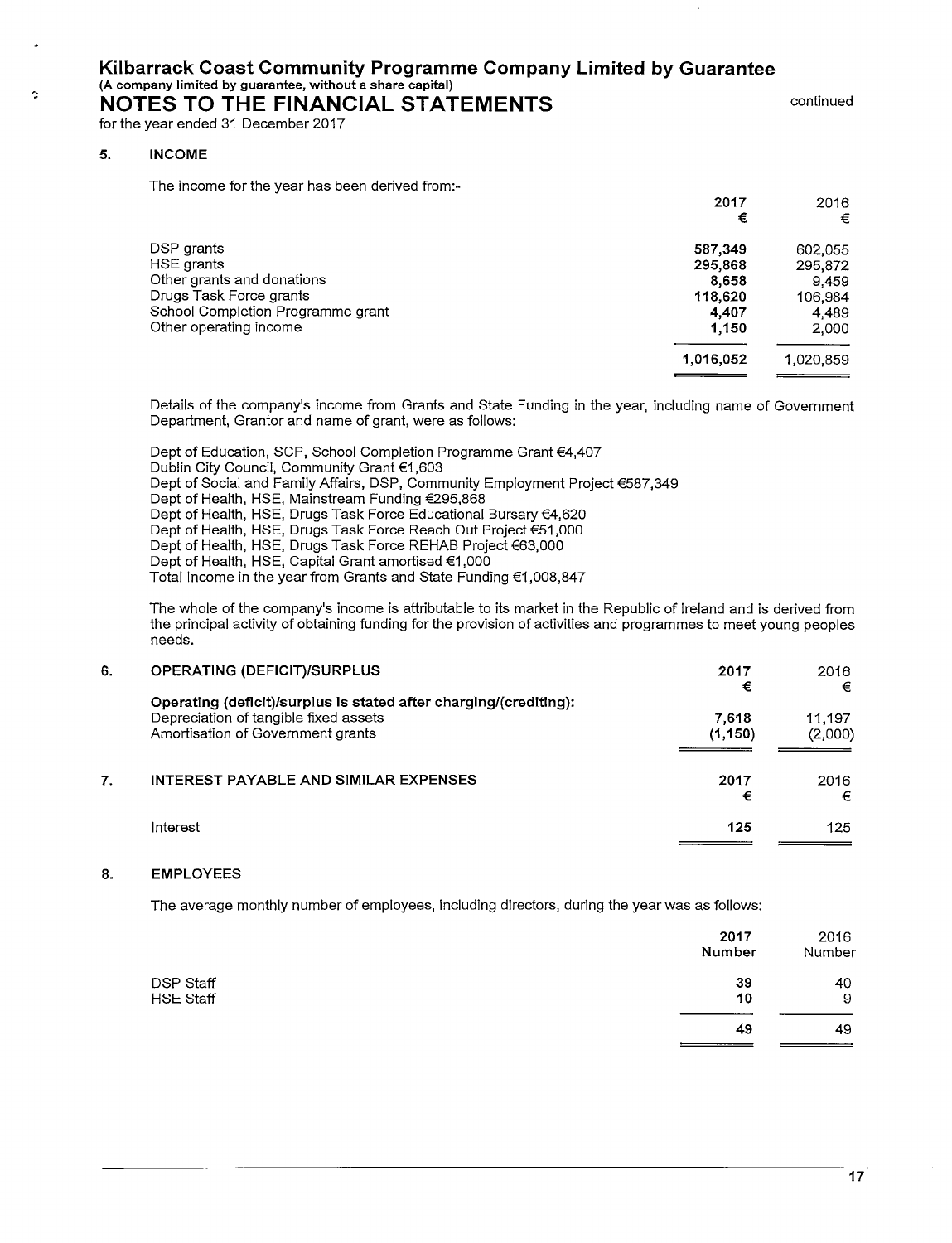**Kilbarrack Coast Community Programme Company Limited by Guarantee**
**(A company limited by guarantee, without a share capital)**

# NOTES TO THE FINANCIAL STATEMENTS

for the year ended 31 December 2017

continued

## 5. INCOME

The income for the year has been derived from:-

| | 2017 € | 2016 € |
|---|---|---|
| DSP grants | **587,349** | 602,055 |
| HSE grants | **295,868** | 295,872 |
| Other grants and donations | **8,658** | 9,459 |
| Drugs Task Force grants | **118,620** | 106,984 |
| School Completion Programme grant | **4,407** | 4,489 |
| Other operating income | **1,150** | 2,000 |
| | **1,016,052** | 1,020,859 |

Details of the company's income from Grants and State Funding in the year, including name of Government Department, Grantor and name of grant, were as follows:

Dept of Education, SCP, School Completion Programme Grant €4,407
Dublin City Council, Community Grant €1,603
Dept of Social and Family Affairs, DSP, Community Employment Project €587,349
Dept of Health, HSE, Mainstream Funding €295,868
Dept of Health, HSE, Drugs Task Force Educational Bursary €4,620
Dept of Health, HSE, Drugs Task Force Reach Out Project €51,000
Dept of Health, HSE, Drugs Task Force REHAB Project €63,000
Dept of Health, HSE, Capital Grant amortised €1,000
Total Income in the year from Grants and State Funding €1,008,847

The whole of the company's income is attributable to its market in the Republic of Ireland and is derived from the principal activity of obtaining funding for the provision of activities and programmes to meet young peoples needs.

## 6. OPERATING (DEFICIT)/SURPLUS

| | 2017 € | 2016 € |
|---|---|---|
| **Operating (deficit)/surplus is stated after charging/(crediting):** | | |
| Depreciation of tangible fixed assets | **7,618** | 11,197 |
| Amortisation of Government grants | **(1,150)** | (2,000) |

## 7. INTEREST PAYABLE AND SIMILAR EXPENSES

| | 2017 € | 2016 € |
|---|---|---|
| Interest | **125** | 125 |

## 8. EMPLOYEES

The average monthly number of employees, including directors, during the year was as follows:

| | 2017 Number | 2016 Number |
|---|---|---|
| DSP Staff | **39** | 40 |
| HSE Staff | **10** | 9 |
| | **49** | 49 |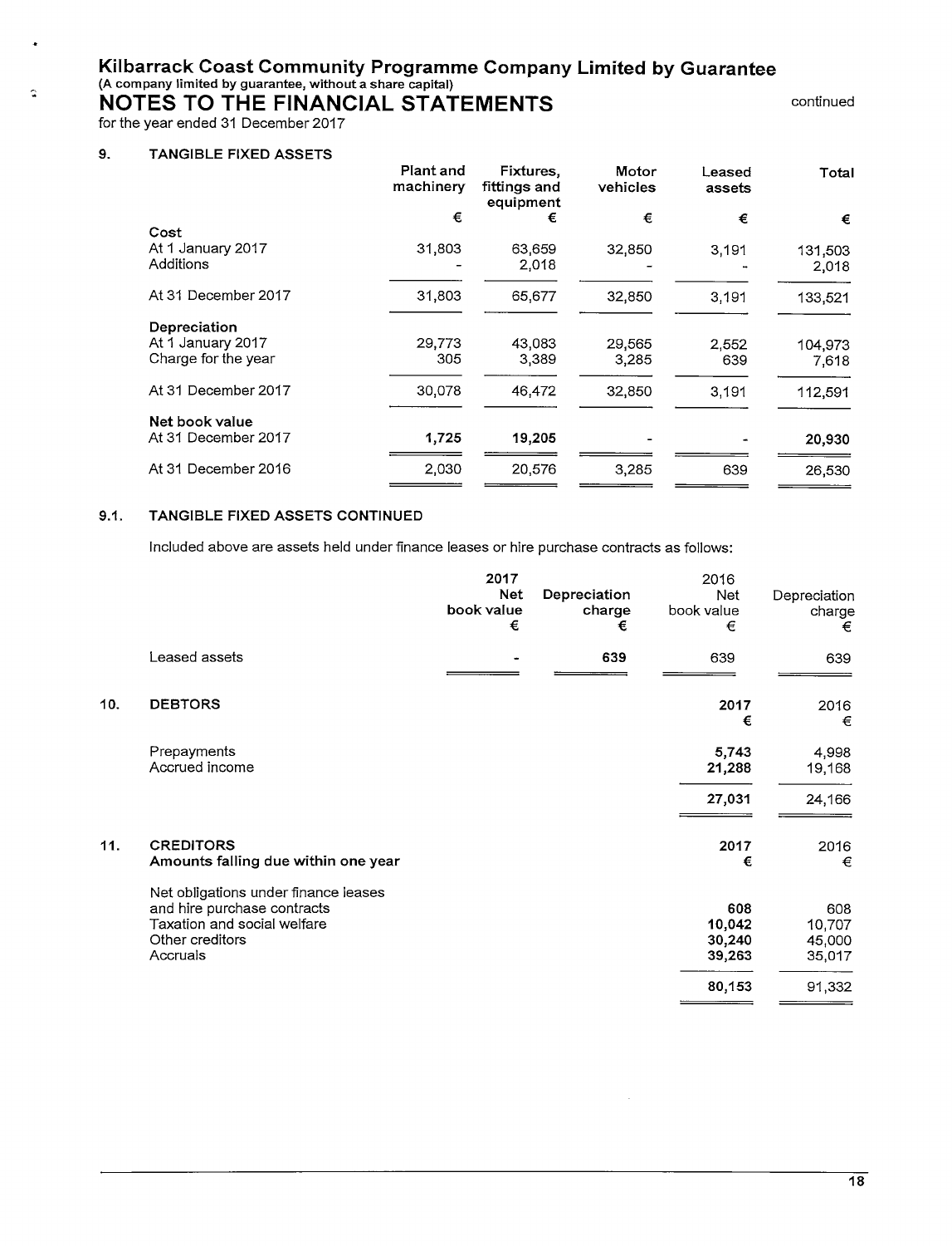# Kilbarrack Coast Community Programme Company Limited by Guarantee

(A company limited by guarantee, without a share capital)

## NOTES TO THE FINANCIAL STATEMENTS

for the year ended 31 December 2017

continued

### 9. TANGIBLE FIXED ASSETS

| | Plant and machinery | Fixtures, fittings and equipment | Motor vehicles | Leased assets | Total |
|---|---|---|---|---|---|
| | € | € | € | € | € |
| **Cost** | | | | | |
| At 1 January 2017 | 31,803 | 63,659 | 32,850 | 3,191 | 131,503 |
| Additions | - | 2,018 | - | - | 2,018 |
| At 31 December 2017 | 31,803 | 65,677 | 32,850 | 3,191 | 133,521 |
| **Depreciation** | | | | | |
| At 1 January 2017 | 29,773 | 43,083 | 29,565 | 2,552 | 104,973 |
| Charge for the year | 305 | 3,389 | 3,285 | 639 | 7,618 |
| At 31 December 2017 | 30,078 | 46,472 | 32,850 | 3,191 | 112,591 |
| **Net book value** | | | | | |
| At 31 December 2017 | **1,725** | **19,205** | - | - | **20,930** |
| At 31 December 2016 | 2,030 | 20,576 | 3,285 | 639 | 26,530 |

### 9.1. TANGIBLE FIXED ASSETS CONTINUED

Included above are assets held under finance leases or hire purchase contracts as follows:

| | 2017 Net book value € | Depreciation charge € | 2016 Net book value € | Depreciation charge € |
|---|---|---|---|---|
| Leased assets | - | **639** | 639 | 639 |

### 10. DEBTORS

| | 2017 € | 2016 € |
|---|---|---|
| Prepayments | **5,743** | 4,998 |
| Accrued income | **21,288** | 19,168 |
| | **27,031** | 24,166 |

### 11. CREDITORS

| Amounts falling due within one year | 2017 € | 2016 € |
|---|---|---|
| Net obligations under finance leases and hire purchase contracts | **608** | 608 |
| Taxation and social welfare | **10,042** | 10,707 |
| Other creditors | **30,240** | 45,000 |
| Accruals | **39,263** | 35,017 |
| | **80,153** | 91,332 |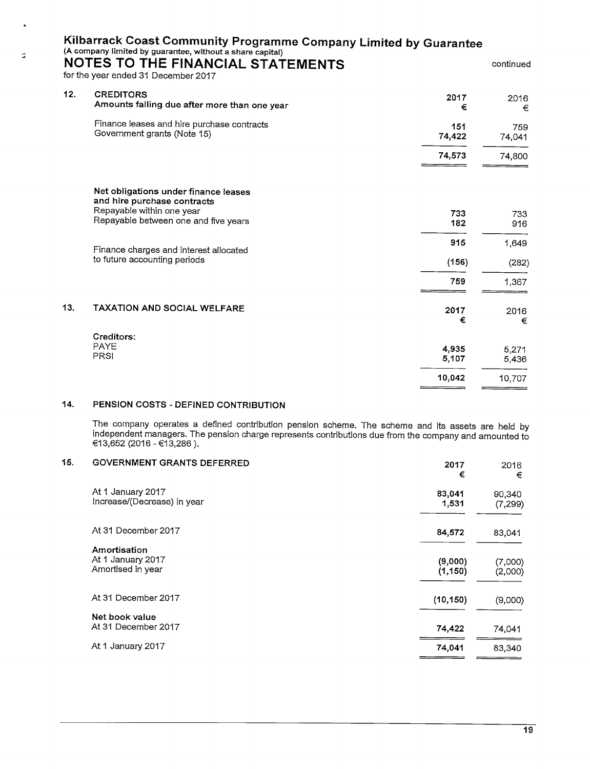# Kilbarrack Coast Community Programme Company Limited by Guarantee

(A company limited by guarantee, without a share capital)

## NOTES TO THE FINANCIAL STATEMENTS

for the year ended 31 December 2017

continued

### 12. CREDITORS

| Amounts falling due after more than one year | 2017 € | 2016 € |
|---|---|---|
| Finance leases and hire purchase contracts | 151 | 759 |
| Government grants (Note 15) | 74,422 | 74,041 |
| | 74,573 | 74,800 |

| Net obligations under finance leases and hire purchase contracts | 2017 € | 2016 € |
|---|---|---|
| Repayable within one year | 733 | 733 |
| Repayable between one and five years | 182 | 916 |
| | 915 | 1,649 |
| Finance charges and interest allocated to future accounting periods | (156) | (282) |
| | 759 | 1,367 |

### 13. TAXATION AND SOCIAL WELFARE

| | 2017 € | 2016 € |
|---|---|---|
| **Creditors:** | | |
| PAYE | 4,935 | 5,271 |
| PRSI | 5,107 | 5,436 |
| | 10,042 | 10,707 |

### 14. PENSION COSTS - DEFINED CONTRIBUTION

The company operates a defined contribution pension scheme. The scheme and its assets are held by independent managers. The pension charge represents contributions due from the company and amounted to €13,652 (2016 - €13,286 ).

### 15. GOVERNMENT GRANTS DEFERRED

| | 2017 € | 2016 € |
|---|---|---|
| At 1 January 2017 | 83,041 | 90,340 |
| Increase/(Decrease) in year | 1,531 | (7,299) |
| At 31 December 2017 | 84,572 | 83,041 |
| **Amortisation** | | |
| At 1 January 2017 | (9,000) | (7,000) |
| Amortised in year | (1,150) | (2,000) |
| At 31 December 2017 | (10,150) | (9,000) |
| **Net book value** | | |
| At 31 December 2017 | 74,422 | 74,041 |
| At 1 January 2017 | 74,041 | 83,340 |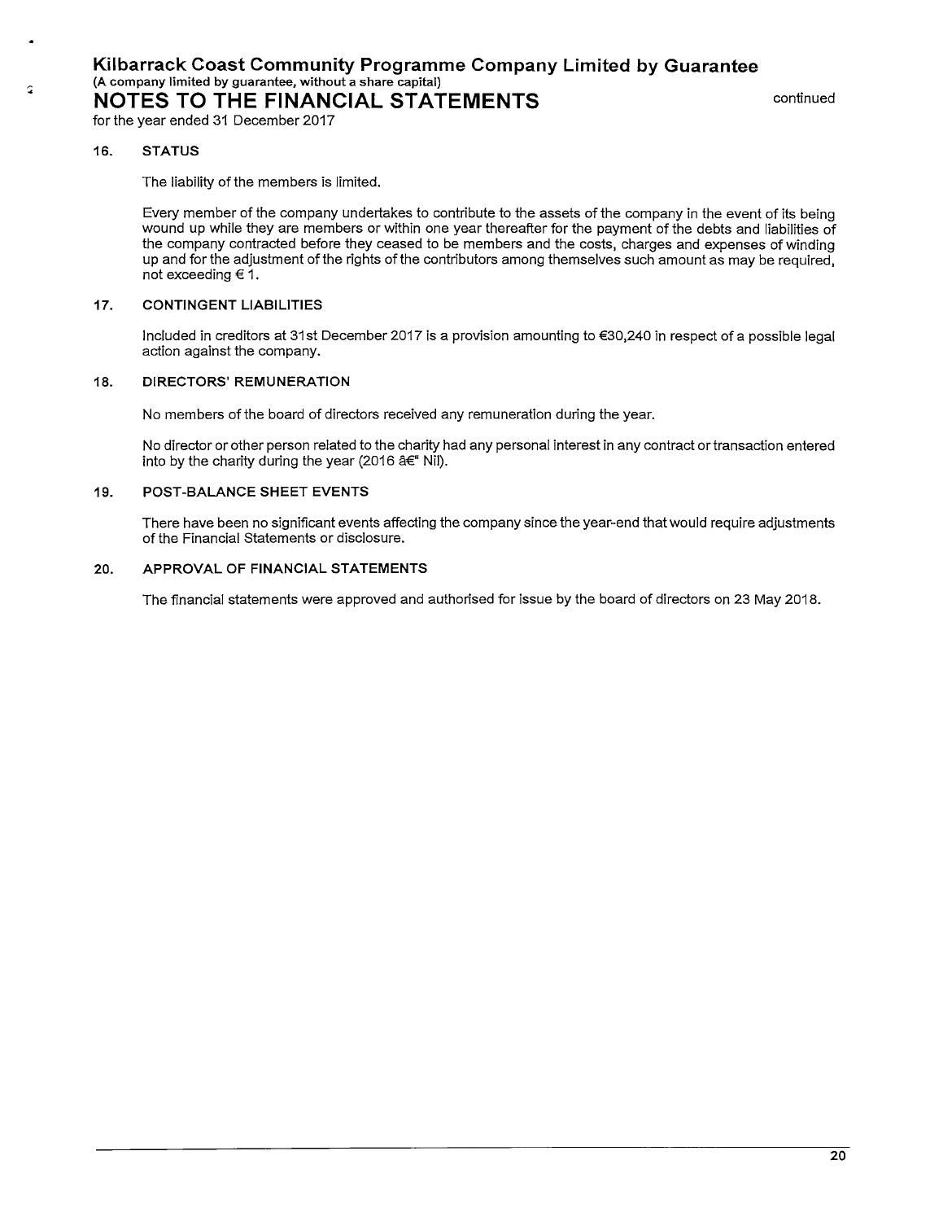# Kilbarrack Coast Community Programme Company Limited by Guarantee

(A company limited by guarantee, without a share capital)

## NOTES TO THE FINANCIAL STATEMENTS

continued

for the year ended 31 December 2017

### 16. STATUS

The liability of the members is limited.

Every member of the company undertakes to contribute to the assets of the company in the event of its being wound up while they are members or within one year thereafter for the payment of the debts and liabilities of the company contracted before they ceased to be members and the costs, charges and expenses of winding up and for the adjustment of the rights of the contributors among themselves such amount as may be required, not exceeding € 1.

### 17. CONTINGENT LIABILITIES

Included in creditors at 31st December 2017 is a provision amounting to €30,240 in respect of a possible legal action against the company.

### 18. DIRECTORS' REMUNERATION

No members of the board of directors received any remuneration during the year.

No director or other person related to the charity had any personal interest in any contract or transaction entered into by the charity during the year (2016 â€" Nil).

### 19. POST-BALANCE SHEET EVENTS

There have been no significant events affecting the company since the year-end that would require adjustments of the Financial Statements or disclosure.

### 20. APPROVAL OF FINANCIAL STATEMENTS

The financial statements were approved and authorised for issue by the board of directors on 23 May 2018.